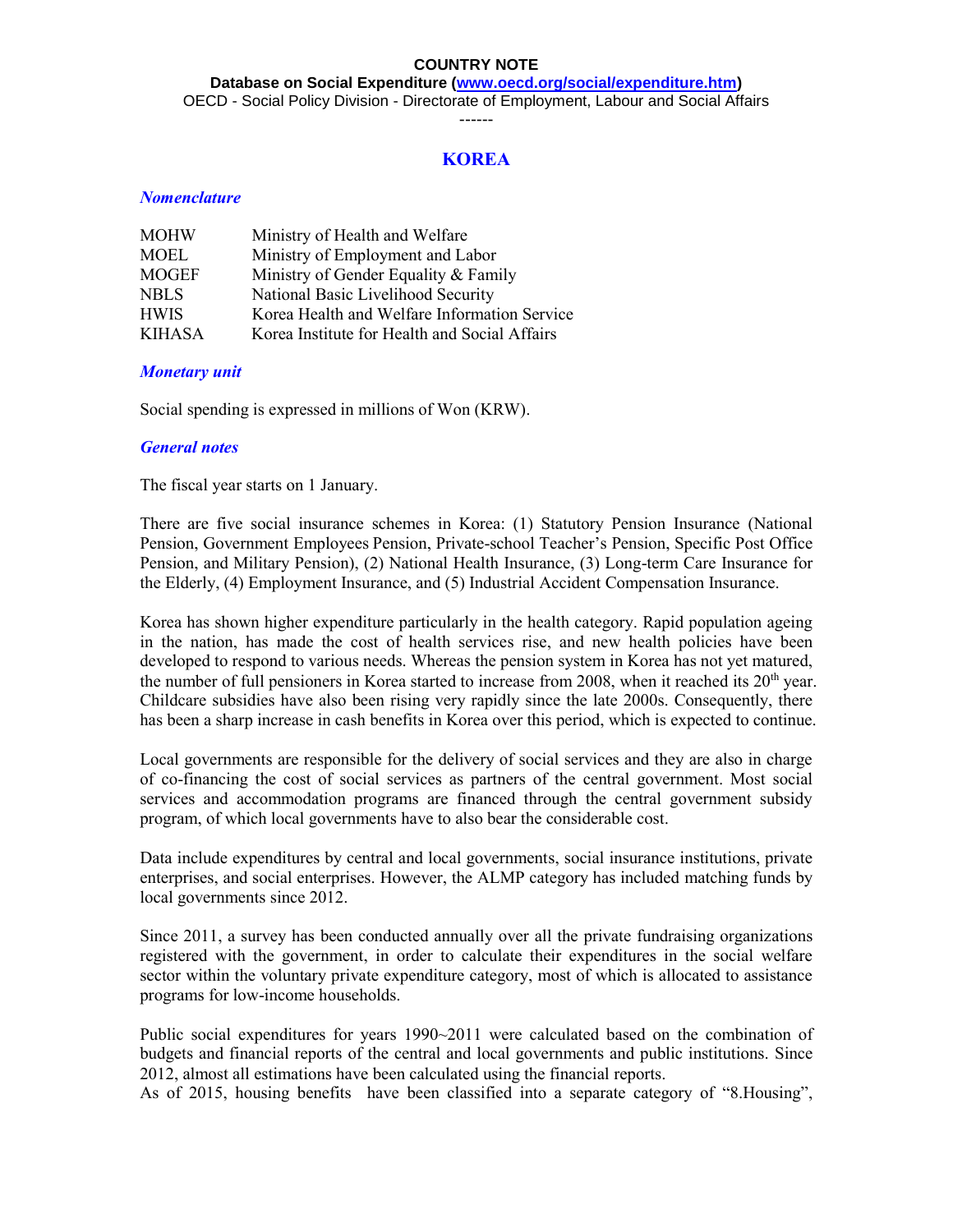**COUNTRY NOTE**

**Database on Social Expenditure ([www.oecd.org/social/expenditure.htm](www.oecd.org/social/expenditure.htm))**

OECD - Social Policy Division - Directorate of Employment, Labour and Social Affairs

------

# KOREA

### *Nomenclature*

| | |
|---|---|
| MOHW | Ministry of Health and Welfare |
| MOEL | Ministry of Employment and Labor |
| MOGEF | Ministry of Gender Equality & Family |
| NBLS | National Basic Livelihood Security |
| HWIS | Korea Health and Welfare Information Service |
| KIHASA | Korea Institute for Health and Social Affairs |

### *Monetary unit*

Social spending is expressed in millions of Won (KRW).

### *General notes*

The fiscal year starts on 1 January.

There are five social insurance schemes in Korea: (1) Statutory Pension Insurance (National Pension, Government Employees Pension, Private-school Teacher's Pension, Specific Post Office Pension, and Military Pension), (2) National Health Insurance, (3) Long-term Care Insurance for the Elderly, (4) Employment Insurance, and (5) Industrial Accident Compensation Insurance.

Korea has shown higher expenditure particularly in the health category. Rapid population ageing in the nation, has made the cost of health services rise, and new health policies have been developed to respond to various needs. Whereas the pension system in Korea has not yet matured, the number of full pensioners in Korea started to increase from 2008, when it reached its 20th year. Childcare subsidies have also been rising very rapidly since the late 2000s. Consequently, there has been a sharp increase in cash benefits in Korea over this period, which is expected to continue.

Local governments are responsible for the delivery of social services and they are also in charge of co-financing the cost of social services as partners of the central government. Most social services and accommodation programs are financed through the central government subsidy program, of which local governments have to also bear the considerable cost.

Data include expenditures by central and local governments, social insurance institutions, private enterprises, and social enterprises. However, the ALMP category has included matching funds by local governments since 2012.

Since 2011, a survey has been conducted annually over all the private fundraising organizations registered with the government, in order to calculate their expenditures in the social welfare sector within the voluntary private expenditure category, most of which is allocated to assistance programs for low-income households.

Public social expenditures for years 1990~2011 were calculated based on the combination of budgets and financial reports of the central and local governments and public institutions. Since 2012, almost all estimations have been calculated using the financial reports.

As of 2015, housing benefits have been classified into a separate category of "8.Housing",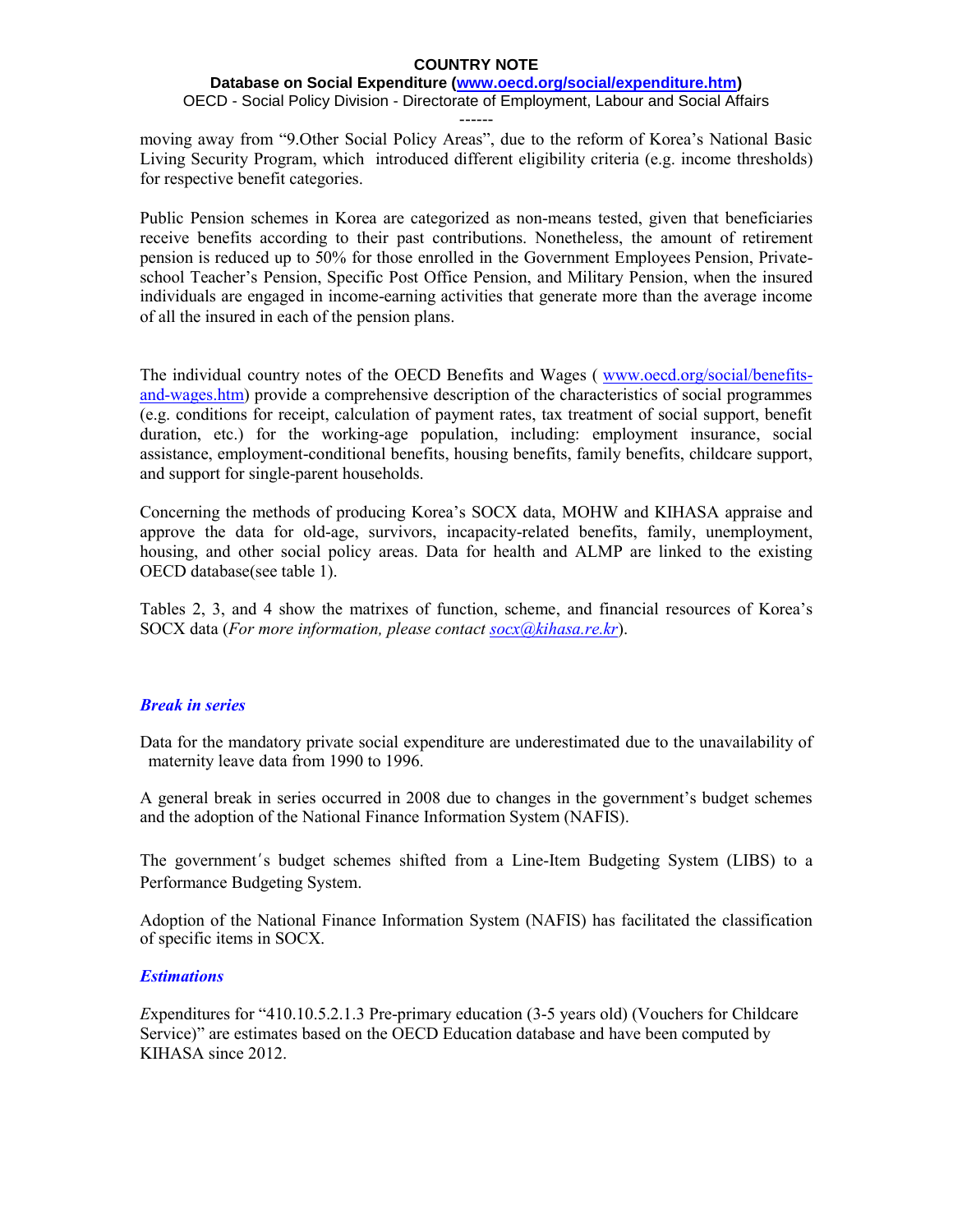moving away from "9.Other Social Policy Areas", due to the reform of Korea's National Basic Living Security Program, which introduced different eligibility criteria (e.g. income thresholds) for respective benefit categories.

Public Pension schemes in Korea are categorized as non-means tested, given that beneficiaries receive benefits according to their past contributions. Nonetheless, the amount of retirement pension is reduced up to 50% for those enrolled in the Government Employees Pension, Private-school Teacher's Pension, Specific Post Office Pension, and Military Pension, when the insured individuals are engaged in income-earning activities that generate more than the average income of all the insured in each of the pension plans.

The individual country notes of the OECD Benefits and Wages ( [www.oecd.org/social/benefits-and-wages.htm](www.oecd.org/social/benefits-and-wages.htm)) provide a comprehensive description of the characteristics of social programmes (e.g. conditions for receipt, calculation of payment rates, tax treatment of social support, benefit duration, etc.) for the working-age population, including: employment insurance, social assistance, employment-conditional benefits, housing benefits, family benefits, childcare support, and support for single-parent households.

Concerning the methods of producing Korea's SOCX data, MOHW and KIHASA appraise and approve the data for old-age, survivors, incapacity-related benefits, family, unemployment, housing, and other social policy areas. Data for health and ALMP are linked to the existing OECD database(see table 1).

Tables 2, 3, and 4 show the matrixes of function, scheme, and financial resources of Korea's SOCX data (*For more information, please contact [socx@kihasa.re.kr](mailto:socx@kihasa.re.kr)*).

### *Break in series*

Data for the mandatory private social expenditure are underestimated due to the unavailability of maternity leave data from 1990 to 1996.

A general break in series occurred in 2008 due to changes in the government's budget schemes and the adoption of the National Finance Information System (NAFIS).

The government's budget schemes shifted from a Line-Item Budgeting System (LIBS) to a Performance Budgeting System.

Adoption of the National Finance Information System (NAFIS) has facilitated the classification of specific items in SOCX.

### *Estimations*

*E*xpenditures for "410.10.5.2.1.3 Pre-primary education (3-5 years old) (Vouchers for Childcare Service)" are estimates based on the OECD Education database and have been computed by KIHASA since 2012.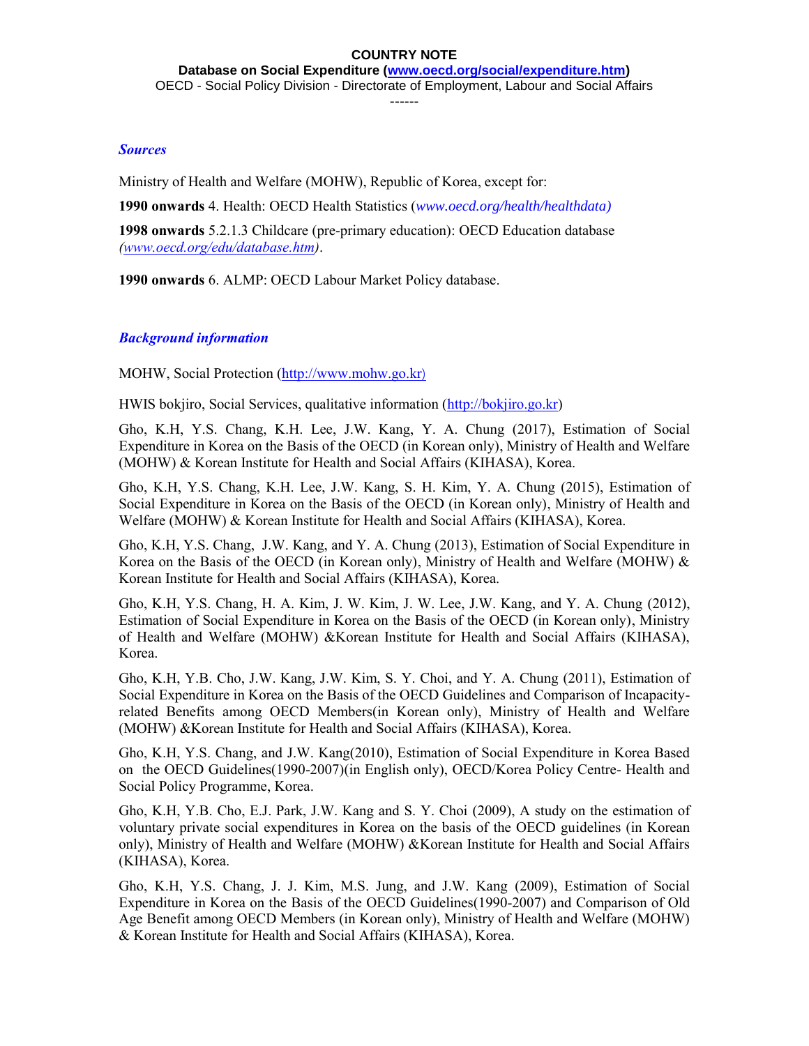**COUNTRY NOTE**

**Database on Social Expenditure (www.oecd.org/social/expenditure.htm)**

OECD - Social Policy Division - Directorate of Employment, Labour and Social Affairs

------

### *Sources*

Ministry of Health and Welfare (MOHW), Republic of Korea, except for:

**1990 onwards** 4. Health: OECD Health Statistics (*www.oecd.org/health/healthdata)*

**1998 onwards** 5.2.1.3 Childcare (pre-primary education): OECD Education database *(www.oecd.org/edu/database.htm)*.

**1990 onwards** 6. ALMP: OECD Labour Market Policy database.

### *Background information*

MOHW, Social Protection (http://www.mohw.go.kr)

HWIS bokjiro, Social Services, qualitative information (http://bokjiro.go.kr)

Gho, K.H, Y.S. Chang, K.H. Lee, J.W. Kang, Y. A. Chung (2017), Estimation of Social Expenditure in Korea on the Basis of the OECD (in Korean only), Ministry of Health and Welfare (MOHW) & Korean Institute for Health and Social Affairs (KIHASA), Korea.

Gho, K.H, Y.S. Chang, K.H. Lee, J.W. Kang, S. H. Kim, Y. A. Chung (2015), Estimation of Social Expenditure in Korea on the Basis of the OECD (in Korean only), Ministry of Health and Welfare (MOHW) & Korean Institute for Health and Social Affairs (KIHASA), Korea.

Gho, K.H, Y.S. Chang, J.W. Kang, and Y. A. Chung (2013), Estimation of Social Expenditure in Korea on the Basis of the OECD (in Korean only), Ministry of Health and Welfare (MOHW) & Korean Institute for Health and Social Affairs (KIHASA), Korea.

Gho, K.H, Y.S. Chang, H. A. Kim, J. W. Kim, J. W. Lee, J.W. Kang, and Y. A. Chung (2012), Estimation of Social Expenditure in Korea on the Basis of the OECD (in Korean only), Ministry of Health and Welfare (MOHW) &Korean Institute for Health and Social Affairs (KIHASA), Korea.

Gho, K.H, Y.B. Cho, J.W. Kang, J.W. Kim, S. Y. Choi, and Y. A. Chung (2011), Estimation of Social Expenditure in Korea on the Basis of the OECD Guidelines and Comparison of Incapacity-related Benefits among OECD Members(in Korean only), Ministry of Health and Welfare (MOHW) &Korean Institute for Health and Social Affairs (KIHASA), Korea.

Gho, K.H, Y.S. Chang, and J.W. Kang(2010), Estimation of Social Expenditure in Korea Based on the OECD Guidelines(1990-2007)(in English only), OECD/Korea Policy Centre- Health and Social Policy Programme, Korea.

Gho, K.H, Y.B. Cho, E.J. Park, J.W. Kang and S. Y. Choi (2009), A study on the estimation of voluntary private social expenditures in Korea on the basis of the OECD guidelines (in Korean only), Ministry of Health and Welfare (MOHW) &Korean Institute for Health and Social Affairs (KIHASA), Korea.

Gho, K.H, Y.S. Chang, J. J. Kim, M.S. Jung, and J.W. Kang (2009), Estimation of Social Expenditure in Korea on the Basis of the OECD Guidelines(1990-2007) and Comparison of Old Age Benefit among OECD Members (in Korean only), Ministry of Health and Welfare (MOHW) & Korean Institute for Health and Social Affairs (KIHASA), Korea.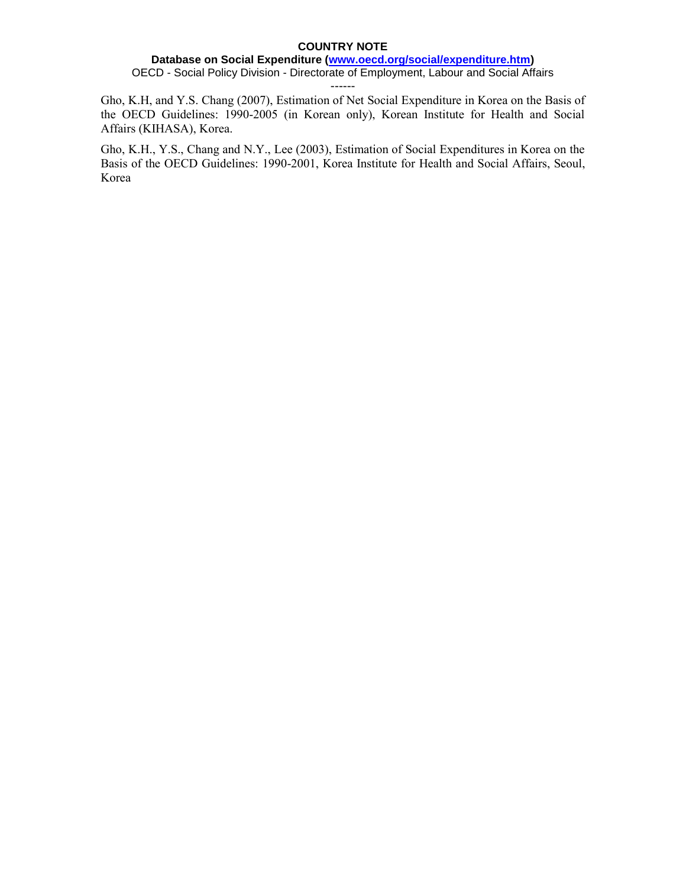Gho, K.H, and Y.S. Chang (2007), Estimation of Net Social Expenditure in Korea on the Basis of the OECD Guidelines: 1990-2005 (in Korean only), Korean Institute for Health and Social Affairs (KIHASA), Korea.

Gho, K.H., Y.S., Chang and N.Y., Lee (2003), Estimation of Social Expenditures in Korea on the Basis of the OECD Guidelines: 1990-2001, Korea Institute for Health and Social Affairs, Seoul, Korea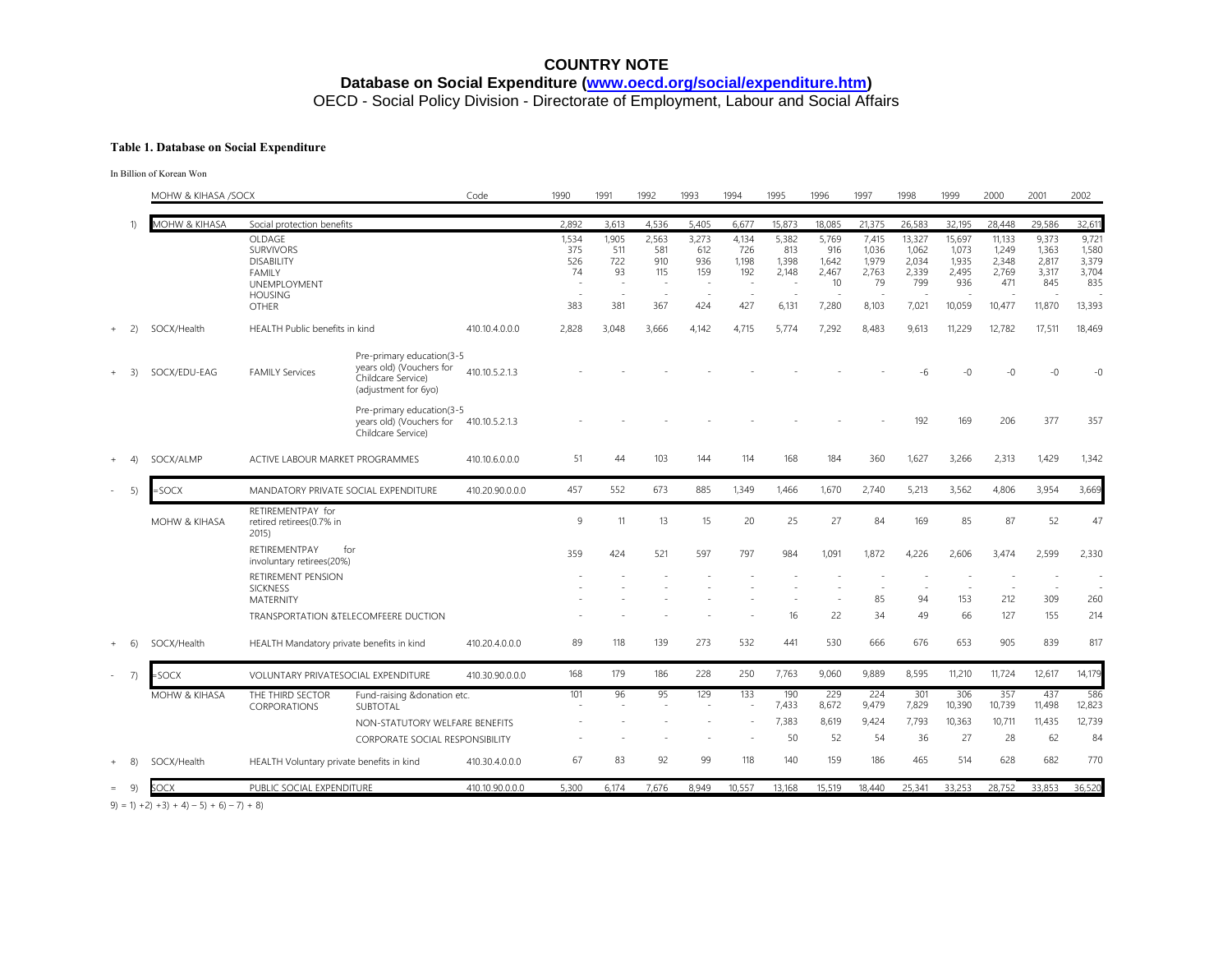# COUNTRY NOTE

## Database on Social Expenditure (www.oecd.org/social/expenditure.htm)

OECD - Social Policy Division - Directorate of Employment, Labour and Social Affairs

### Table 1. Database on Social Expenditure

In Billion of Korean Won

| | | MOHW & KIHASA /SOCX | | | Code | 1990 | 1991 | 1992 | 1993 | 1994 | 1995 | 1996 | 1997 | 1998 | 1999 | 2000 | 2001 | 2002 |
|---|---|---|---|---|---|---|---|---|---|---|---|---|---|---|---|---|---|---|
| | 1) | MOHW & KIHASA | Social protection benefits | | | 2,892 | 3,613 | 4,536 | 5,405 | 6,677 | 15,873 | 18,085 | 21,375 | 26,583 | 32,195 | 28,448 | 29,586 | 32,611 |
| | | | OLDAGE | | | 1,534 | 1,905 | 2,563 | 3,273 | 4,134 | 5,382 | 5,769 | 7,415 | 13,327 | 15,697 | 11,133 | 9,373 | 9,721 |
| | | | SURVIVORS | | | 375 | 511 | 581 | 612 | 726 | 813 | 916 | 1,036 | 1,062 | 1,073 | 1,249 | 1,363 | 1,580 |
| | | | DISABILITY | | | 526 | 722 | 910 | 936 | 1,198 | 1,398 | 1,642 | 1,979 | 2,034 | 1,935 | 2,348 | 2,817 | 3,379 |
| | | | FAMILY | | | 74 | 93 | 115 | 159 | 192 | 2,148 | 2,467 | 2,763 | 2,339 | 2,495 | 2,769 | 3,317 | 3,704 |
| | | | UNEMPLOYMENT | | | - | - | - | - | - | - | 10 | 79 | 799 | 936 | 471 | 845 | 835 |
| | | | HOUSING | | | - | - | - | - | - | - | - | - | - | - | - | - | - |
| | | | OTHER | | | 383 | 381 | 367 | 424 | 427 | 6,131 | 7,280 | 8,103 | 7,021 | 10,059 | 10,477 | 11,870 | 13,393 |
| + | 2) | SOCX/Health | HEALTH Public benefits in kind | | 410.10.4.0.0.0 | 2,828 | 3,048 | 3,666 | 4,142 | 4,715 | 5,774 | 7,292 | 8,483 | 9,613 | 11,229 | 12,782 | 17,511 | 18,469 |
| + | 3) | SOCX/EDU-EAG | FAMILY Services | Pre-primary education(3-5 years old) (Vouchers for Childcare Service) (adjustment for 6yo) | 410.10.5.2.1.3 | - | - | - | - | - | - | - | - | -6 | -0 | -0 | -0 | -0 |
| | | | | Pre-primary education(3-5 years old) (Vouchers for Childcare Service) | 410.10.5.2.1.3 | - | - | - | - | - | - | - | - | 192 | 169 | 206 | 377 | 357 |
| + | 4) | SOCX/ALMP | ACTIVE LABOUR MARKET PROGRAMMES | | 410.10.6.0.0.0 | 51 | 44 | 103 | 144 | 114 | 168 | 184 | 360 | 1,627 | 3,266 | 2,313 | 1,429 | 1,342 |
| - | 5) | =SOCX | MANDATORY PRIVATE SOCIAL EXPENDITURE | | 410.20.90.0.0.0 | 457 | 552 | 673 | 885 | 1,349 | 1,466 | 1,670 | 2,740 | 5,213 | 3,562 | 4,806 | 3,954 | 3,669 |
| | | MOHW & KIHASA | RETIREMENTPAY for retired retirees(0.7% in 2015) | | | 9 | 11 | 13 | 15 | 20 | 25 | 27 | 84 | 169 | 85 | 87 | 52 | 47 |
| | | | RETIREMENTPAY for involuntary retirees(20%) | | | 359 | 424 | 521 | 597 | 797 | 984 | 1,091 | 1,872 | 4,226 | 2,606 | 3,474 | 2,599 | 2,330 |
| | | | RETIREMENT PENSION | | | - | - | - | - | - | - | - | - | - | - | - | - | - |
| | | | SICKNESS | | | - | - | - | - | - | - | - | - | - | - | - | - | - |
| | | | MATERNITY | | | - | - | - | - | - | - | - | 85 | 94 | 153 | 212 | 309 | 260 |
| | | | TRANSPORTATION &TELECOMFEERE DUCTION | | | - | - | - | - | - | 16 | 22 | 34 | 49 | 66 | 127 | 155 | 214 |
| + | 6) | SOCX/Health | HEALTH Mandatory private benefits in kind | | 410.20.4.0.0.0 | 89 | 118 | 139 | 273 | 532 | 441 | 530 | 666 | 676 | 653 | 905 | 839 | 817 |
| - | 7) | =SOCX | VOLUNTARY PRIVATESOCIAL EXPENDITURE | | 410.30.90.0.0.0 | 168 | 179 | 186 | 228 | 250 | 7,763 | 9,060 | 9,889 | 8,595 | 11,210 | 11,724 | 12,617 | 14,179 |
| | | MOHW & KIHASA | THE THIRD SECTOR | Fund-raising &donation etc. | | 101 | 96 | 95 | 129 | 133 | 190 | 229 | 224 | 301 | 306 | 357 | 437 | 586 |
| | | | CORPORATIONS | SUBTOTAL | | - | - | - | - | - | 7,433 | 8,672 | 9,479 | 7,829 | 10,390 | 10,739 | 11,498 | 12,823 |
| | | | | NON-STATUTORY WELFARE BENEFITS | | - | - | - | - | - | 7,383 | 8,619 | 9,424 | 7,793 | 10,363 | 10,711 | 11,435 | 12,739 |
| | | | | CORPORATE SOCIAL RESPONSIBILITY | | - | - | - | - | - | 50 | 52 | 54 | 36 | 27 | 28 | 62 | 84 |
| + | 8) | SOCX/Health | HEALTH Voluntary private benefits in kind | | 410.30.4.0.0.0 | 67 | 83 | 92 | 99 | 118 | 140 | 159 | 186 | 465 | 514 | 628 | 682 | 770 |
| = | 9) | SOCX | PUBLIC SOCIAL EXPENDITURE | | 410.10.90.0.0.0 | 5,300 | 6,174 | 7,676 | 8,949 | 10,557 | 13,168 | 15,519 | 18,440 | 25,341 | 33,253 | 28,752 | 33,853 | 36,520 |

9) = 1) +2) +3) + 4) – 5) + 6) – 7) + 8)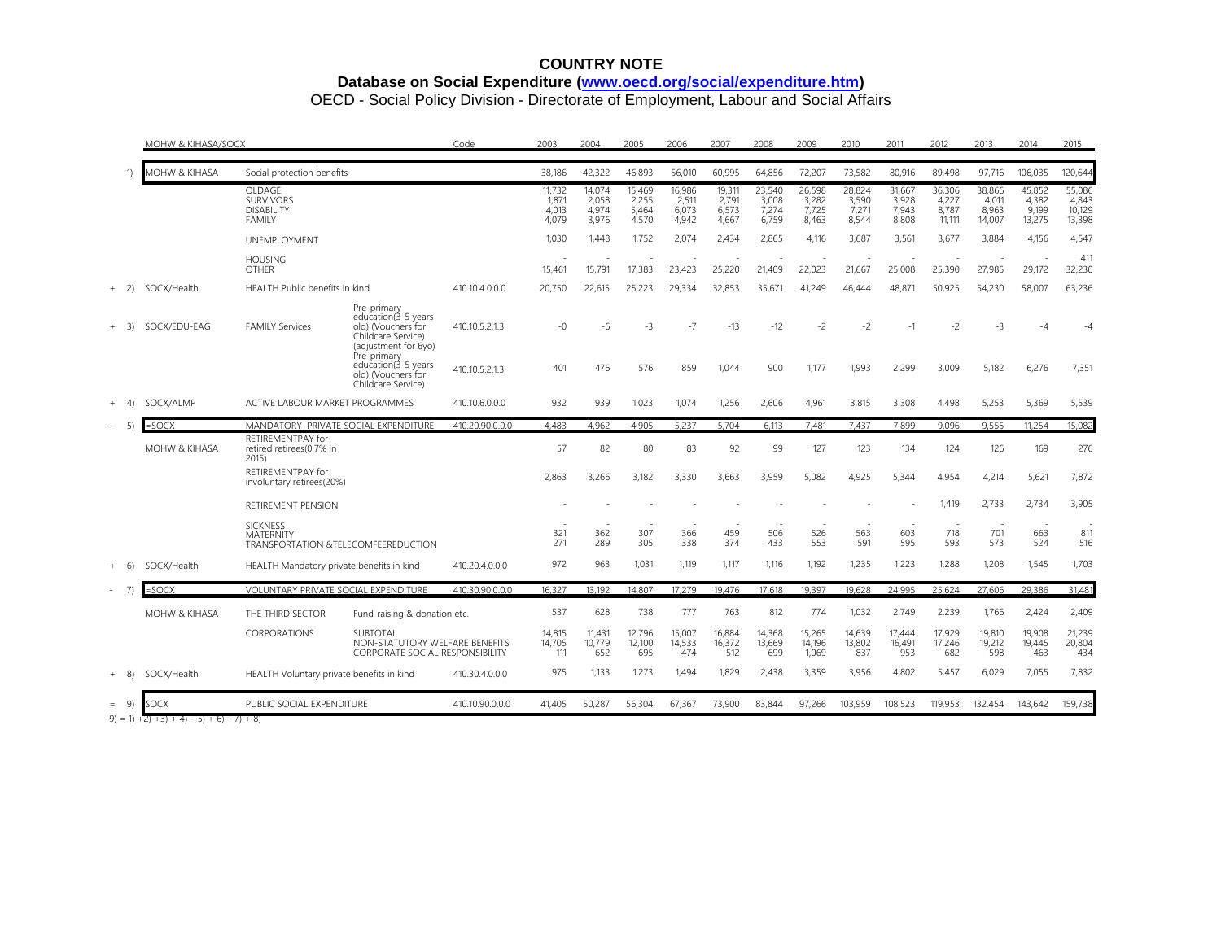**COUNTRY NOTE**

**Database on Social Expenditure (www.oecd.org/social/expenditure.htm)**

OECD - Social Policy Division - Directorate of Employment, Labour and Social Affairs

| | | MOHW & KIHASA/SOCX | | | Code | 2003 | 2004 | 2005 | 2006 | 2007 | 2008 | 2009 | 2010 | 2011 | 2012 | 2013 | 2014 | 2015 |
|---|---|---|---|---|---|---|---|---|---|---|---|---|---|---|---|---|---|---|
| | 1) | MOHW & KIHASA | Social protection benefits | | | 38,186 | 42,322 | 46,893 | 56,010 | 60,995 | 64,856 | 72,207 | 73,582 | 80,916 | 89,498 | 97,716 | 106,035 | 120,644 |
| | | | OLDAGE | | | 11,732 | 14,074 | 15,469 | 16,986 | 19,311 | 23,540 | 26,598 | 28,824 | 31,667 | 36,306 | 38,866 | 45,852 | 55,086 |
| | | | SURVIVORS | | | 1,871 | 2,058 | 2,255 | 2,511 | 2,791 | 3,008 | 3,282 | 3,590 | 3,928 | 4,227 | 4,011 | 4,382 | 4,843 |
| | | | DISABILITY | | | 4,013 | 4,974 | 5,464 | 6,073 | 6,573 | 7,274 | 7,725 | 7,271 | 7,943 | 8,787 | 8,963 | 9,199 | 10,129 |
| | | | FAMILY | | | 4,079 | 3,976 | 4,570 | 4,942 | 4,667 | 6,759 | 8,463 | 8,544 | 8,808 | 11,111 | 14,007 | 13,275 | 13,398 |
| | | | UNEMPLOYMENT | | | 1,030 | 1,448 | 1,752 | 2,074 | 2,434 | 2,865 | 4,116 | 3,687 | 3,561 | 3,677 | 3,884 | 4,156 | 4,547 |
| | | | HOUSING | | | - | - | - | - | - | - | - | - | - | - | - | - | 411 |
| | | | OTHER | | | 15,461 | 15,791 | 17,383 | 23,423 | 25,220 | 21,409 | 22,023 | 21,667 | 25,008 | 25,390 | 27,985 | 29,172 | 32,230 |
| + | 2) | SOCX/Health | HEALTH Public benefits in kind | | 410.10.4.0.0.0 | 20,750 | 22,615 | 25,223 | 29,334 | 32,853 | 35,671 | 41,249 | 46,444 | 48,871 | 50,925 | 54,230 | 58,007 | 63,236 |
| + | 3) | SOCX/EDU-EAG | FAMILY Services | Pre-primary education(3-5 years old) (Vouchers for Childcare Service) (adjustment for 6yo) | 410.10.5.2.1.3 | -0 | -6 | -3 | -7 | -13 | -12 | -2 | -2 | -1 | -2 | -3 | -4 | -4 |
| | | | | Pre-primary education(3-5 years old) (Vouchers for Childcare Service) | 410.10.5.2.1.3 | 401 | 476 | 576 | 859 | 1,044 | 900 | 1,177 | 1,993 | 2,299 | 3,009 | 5,182 | 6,276 | 7,351 |
| + | 4) | SOCX/ALMP | ACTIVE LABOUR MARKET PROGRAMMES | | 410.10.6.0.0.0 | 932 | 939 | 1,023 | 1,074 | 1,256 | 2,606 | 4,961 | 3,815 | 3,308 | 4,498 | 5,253 | 5,369 | 5,539 |
| - | 5) | =SOCX | MANDATORY PRIVATE SOCIAL EXPENDITURE | | 410.20.90.0.0.0 | 4,483 | 4,962 | 4,905 | 5,237 | 5,704 | 6,113 | 7,481 | 7,437 | 7,899 | 9,096 | 9,555 | 11,254 | 15,082 |
| | | MOHW & KIHASA | RETIREMENTPAY for retired retirees(0.7% in 2015) | | | 57 | 82 | 80 | 83 | 92 | 99 | 127 | 123 | 134 | 124 | 126 | 169 | 276 |
| | | | RETIREMENTPAY for involuntary retirees(20%) | | | 2,863 | 3,266 | 3,182 | 3,330 | 3,663 | 3,959 | 5,082 | 4,925 | 5,344 | 4,954 | 4,214 | 5,621 | 7,872 |
| | | | RETIREMENT PENSION | | | - | - | - | - | - | - | - | - | - | 1,419 | 2,733 | 2,734 | 3,905 |
| | | | SICKNESS | | | - | - | - | - | - | - | - | - | - | - | - | - | - |
| | | | MATERNITY | | | 321 | 362 | 307 | 366 | 459 | 506 | 526 | 563 | 603 | 718 | 701 | 663 | 811 |
| | | | TRANSPORTATION &TELECOMFEEREDUCTION | | | 271 | 289 | 305 | 338 | 374 | 433 | 553 | 591 | 595 | 593 | 573 | 524 | 516 |
| + | 6) | SOCX/Health | HEALTH Mandatory private benefits in kind | | 410.20.4.0.0.0 | 972 | 963 | 1,031 | 1,119 | 1,117 | 1,116 | 1,192 | 1,235 | 1,223 | 1,288 | 1,208 | 1,545 | 1,703 |
| - | 7) | =SOCX | VOLUNTARY PRIVATE SOCIAL EXPENDITURE | | 410.30.90.0.0.0 | 16,327 | 13,192 | 14,807 | 17,279 | 19,476 | 17,618 | 19,397 | 19,628 | 24,995 | 25,624 | 27,606 | 29,386 | 31,481 |
| | | MOHW & KIHASA | THE THIRD SECTOR | Fund-raising & donation etc. | | 537 | 628 | 738 | 777 | 763 | 812 | 774 | 1,032 | 2,749 | 2,239 | 1,766 | 2,424 | 2,409 |
| | | | CORPORATIONS | SUBTOTAL | | 14,815 | 11,431 | 12,796 | 15,007 | 16,884 | 14,368 | 15,265 | 14,639 | 17,444 | 17,929 | 19,810 | 19,908 | 21,239 |
| | | | | NON-STATUTORY WELFARE BENEFITS | | 14,705 | 10,779 | 12,100 | 14,533 | 16,372 | 13,669 | 14,196 | 13,802 | 16,491 | 17,246 | 19,212 | 19,445 | 20,804 |
| | | | | CORPORATE SOCIAL RESPONSIBILITY | | 111 | 652 | 695 | 474 | 512 | 699 | 1,069 | 837 | 953 | 682 | 598 | 463 | 434 |
| + | 8) | SOCX/Health | HEALTH Voluntary private benefits in kind | | 410.30.4.0.0.0 | 975 | 1,133 | 1,273 | 1,494 | 1,829 | 2,438 | 3,359 | 3,956 | 4,802 | 5,457 | 6,029 | 7,055 | 7,832 |
| = | 9) | SOCX | PUBLIC SOCIAL EXPENDITURE | | 410.10.90.0.0.0 | 41,405 | 50,287 | 56,304 | 67,367 | 73,900 | 83,844 | 97,266 | 103,959 | 108,523 | 119,953 | 132,454 | 143,642 | 159,738 |

9) = 1) +2) +3) + 4) – 5) + 6) – 7) + 8)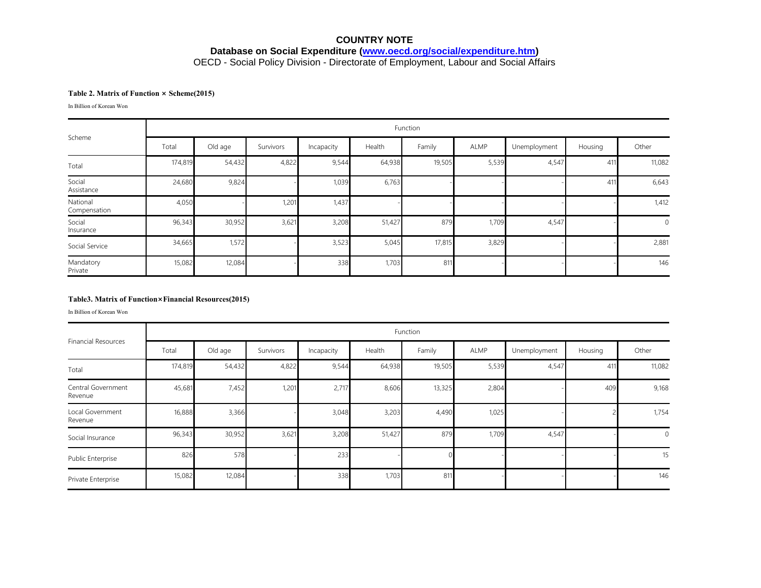# COUNTRY NOTE

## Database on Social Expenditure (www.oecd.org/social/expenditure.htm)

OECD - Social Policy Division - Directorate of Employment, Labour and Social Affairs

### Table 2. Matrix of Function × Scheme(2015)

In Billion of Korean Won

| Scheme | Function | | | | | | | | | |
|---|---|---|---|---|---|---|---|---|---|---|
| | Total | Old age | Survivors | Incapacity | Health | Family | ALMP | Unemployment | Housing | Other |
| Total | 174,819 | 54,432 | 4,822 | 9,544 | 64,938 | 19,505 | 5,539 | 4,547 | 411 | 11,082 |
| Social Assistance | 24,680 | 9,824 | - | 1,039 | 6,763 | - | - | - | 411 | 6,643 |
| National Compensation | 4,050 | - | 1,201 | 1,437 | - | - | - | - | - | 1,412 |
| Social Insurance | 96,343 | 30,952 | 3,621 | 3,208 | 51,427 | 879 | 1,709 | 4,547 | - | 0 |
| Social Service | 34,665 | 1,572 | - | 3,523 | 5,045 | 17,815 | 3,829 | - | - | 2,881 |
| Mandatory Private | 15,082 | 12,084 | - | 338 | 1,703 | 811 | - | - | - | 146 |

### Table3. Matrix of Function×Financial Resources(2015)

In Billion of Korean Won

| Financial Resources | Function | | | | | | | | | |
|---|---|---|---|---|---|---|---|---|---|---|
| | Total | Old age | Survivors | Incapacity | Health | Family | ALMP | Unemployment | Housing | Other |
| Total | 174,819 | 54,432 | 4,822 | 9,544 | 64,938 | 19,505 | 5,539 | 4,547 | 411 | 11,082 |
| Central Government Revenue | 45,681 | 7,452 | 1,201 | 2,717 | 8,606 | 13,325 | 2,804 | - | 409 | 9,168 |
| Local Government Revenue | 16,888 | 3,366 | - | 3,048 | 3,203 | 4,490 | 1,025 | - | 2 | 1,754 |
| Social Insurance | 96,343 | 30,952 | 3,621 | 3,208 | 51,427 | 879 | 1,709 | 4,547 | - | 0 |
| Public Enterprise | 826 | 578 | - | 233 | - | 0 | - | - | - | 15 |
| Private Enterprise | 15,082 | 12,084 | - | 338 | 1,703 | 811 | - | - | - | 146 |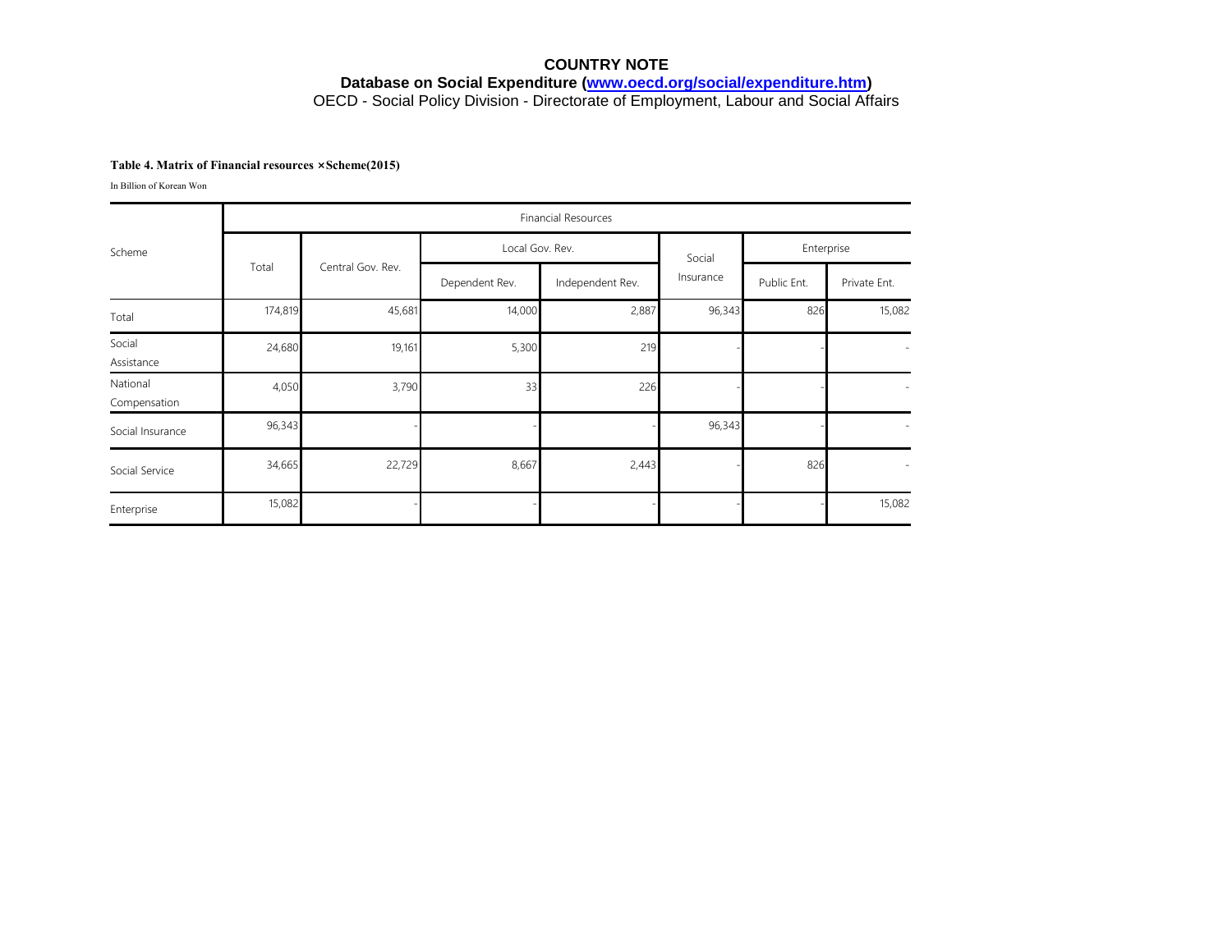**COUNTRY NOTE**

**Database on Social Expenditure ([www.oecd.org/social/expenditure.htm](www.oecd.org/social/expenditure.htm))**

OECD - Social Policy Division - Directorate of Employment, Labour and Social Affairs

**Table 4. Matrix of Financial resources ×Scheme(2015)**

In Billion of Korean Won

| Scheme | Financial Resources | | | | | | |
|---|---|---|---|---|---|---|---|
| | Total | Central Gov. Rev. | Local Gov. Rev. | | Social Insurance | Enterprise | |
| | | | Dependent Rev. | Independent Rev. | | Public Ent. | Private Ent. |
| Total | 174,819 | 45,681 | 14,000 | 2,887 | 96,343 | 826 | 15,082 |
| Social Assistance | 24,680 | 19,161 | 5,300 | 219 | - | - | - |
| National Compensation | 4,050 | 3,790 | 33 | 226 | - | - | - |
| Social Insurance | 96,343 | - | - | - | 96,343 | - | - |
| Social Service | 34,665 | 22,729 | 8,667 | 2,443 | - | 826 | - |
| Enterprise | 15,082 | - | - | - | - | - | 15,082 |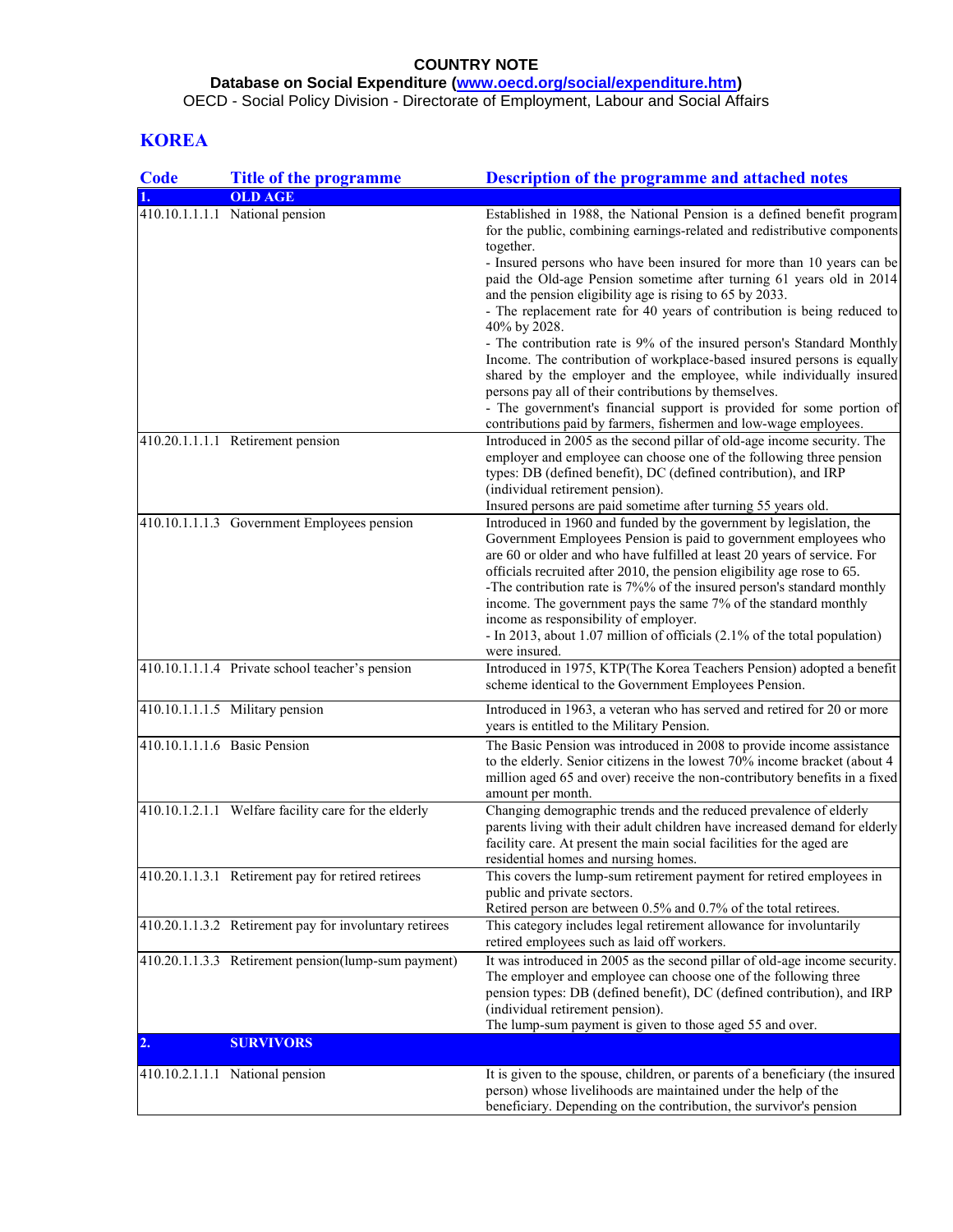**COUNTRY NOTE**

**Database on Social Expenditure (www.oecd.org/social/expenditure.htm)**

OECD - Social Policy Division - Directorate of Employment, Labour and Social Affairs

# KOREA

| Code | Title of the programme | Description of the programme and attached notes |
|---|---|---|
| **1.** | **OLD AGE** | |
| 410.10.1.1.1.1 | National pension | Established in 1988, the National Pension is a defined benefit program for the public, combining earnings-related and redistributive components together.<br>- Insured persons who have been insured for more than 10 years can be paid the Old-age Pension sometime after turning 61 years old in 2014 and the pension eligibility age is rising to 65 by 2033.<br>- The replacement rate for 40 years of contribution is being reduced to 40% by 2028.<br>- The contribution rate is 9% of the insured person's Standard Monthly Income. The contribution of workplace-based insured persons is equally shared by the employer and the employee, while individually insured persons pay all of their contributions by themselves.<br>- The government's financial support is provided for some portion of contributions paid by farmers, fishermen and low-wage employees. |
| 410.20.1.1.1.1 | Retirement pension | Introduced in 2005 as the second pillar of old-age income security. The employer and employee can choose one of the following three pension types: DB (defined benefit), DC (defined contribution), and IRP (individual retirement pension).<br>Insured persons are paid sometime after turning 55 years old. |
| 410.10.1.1.1.3 | Government Employees pension | Introduced in 1960 and funded by the government by legislation, the Government Employees Pension is paid to government employees who are 60 or older and who have fulfilled at least 20 years of service. For officials recruited after 2010, the pension eligibility age rose to 65.<br>-The contribution rate is 7%% of the insured person's standard monthly income. The government pays the same 7% of the standard monthly income as responsibility of employer.<br>- In 2013, about 1.07 million of officials (2.1% of the total population) were insured. |
| 410.10.1.1.1.4 | Private school teacher's pension | Introduced in 1975, KTP(The Korea Teachers Pension) adopted a benefit scheme identical to the Government Employees Pension. |
| 410.10.1.1.1.5 | Military pension | Introduced in 1963, a veteran who has served and retired for 20 or more years is entitled to the Military Pension. |
| 410.10.1.1.1.6 | Basic Pension | The Basic Pension was introduced in 2008 to provide income assistance to the elderly. Senior citizens in the lowest 70% income bracket (about 4 million aged 65 and over) receive the non-contributory benefits in a fixed amount per month. |
| 410.10.1.2.1.1 | Welfare facility care for the elderly | Changing demographic trends and the reduced prevalence of elderly parents living with their adult children have increased demand for elderly facility care. At present the main social facilities for the aged are residential homes and nursing homes. |
| 410.20.1.1.3.1 | Retirement pay for retired retirees | This covers the lump-sum retirement payment for retired employees in public and private sectors.<br>Retired person are between 0.5% and 0.7% of the total retirees. |
| 410.20.1.1.3.2 | Retirement pay for involuntary retirees | This category includes legal retirement allowance for involuntarily retired employees such as laid off workers. |
| 410.20.1.1.3.3 | Retirement pension(lump-sum payment) | It was introduced in 2005 as the second pillar of old-age income security. The employer and employee can choose one of the following three pension types: DB (defined benefit), DC (defined contribution), and IRP (individual retirement pension).<br>The lump-sum payment is given to those aged 55 and over. |
| **2.** | **SURVIVORS** | |
| 410.10.2.1.1.1 | National pension | It is given to the spouse, children, or parents of a beneficiary (the insured person) whose livelihoods are maintained under the help of the beneficiary. Depending on the contribution, the survivor's pension |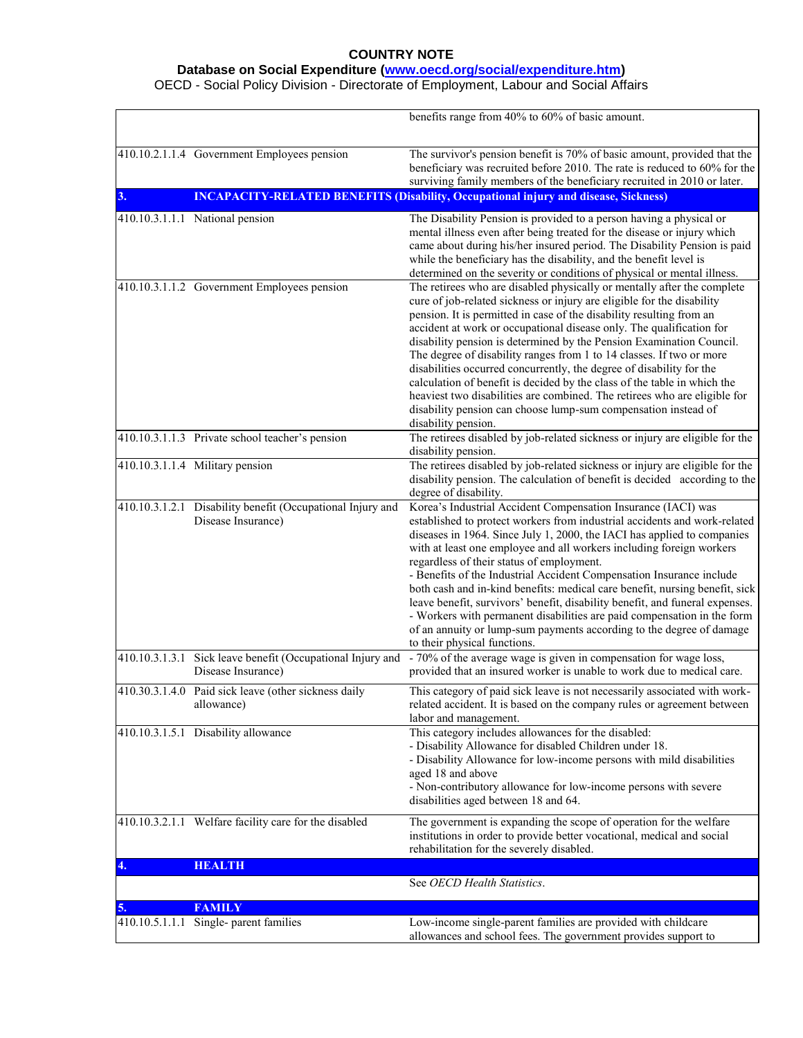**COUNTRY NOTE**

**Database on Social Expenditure ([www.oecd.org/social/expenditure.htm](www.oecd.org/social/expenditure.htm))**

OECD - Social Policy Division - Directorate of Employment, Labour and Social Affairs

| | | |
|---|---|---|
| | | benefits range from 40% to 60% of basic amount. |
| 410.10.2.1.1.4 | Government Employees pension | The survivor's pension benefit is 70% of basic amount, provided that the beneficiary was recruited before 2010. The rate is reduced to 60% for the surviving family members of the beneficiary recruited in 2010 or later. |
| **3.** | **INCAPACITY-RELATED BENEFITS (Disability, Occupational injury and disease, Sickness)** | |
| 410.10.3.1.1.1 | National pension | The Disability Pension is provided to a person having a physical or mental illness even after being treated for the disease or injury which came about during his/her insured period. The Disability Pension is paid while the beneficiary has the disability, and the benefit level is determined on the severity or conditions of physical or mental illness. |
| 410.10.3.1.1.2 | Government Employees pension | The retirees who are disabled physically or mentally after the complete cure of job-related sickness or injury are eligible for the disability pension. It is permitted in case of the disability resulting from an accident at work or occupational disease only. The qualification for disability pension is determined by the Pension Examination Council. The degree of disability ranges from 1 to 14 classes. If two or more disabilities occurred concurrently, the degree of disability for the calculation of benefit is decided by the class of the table in which the heaviest two disabilities are combined. The retirees who are eligible for disability pension can choose lump-sum compensation instead of disability pension. |
| 410.10.3.1.1.3 | Private school teacher's pension | The retirees disabled by job-related sickness or injury are eligible for the disability pension. |
| 410.10.3.1.1.4 | Military pension | The retirees disabled by job-related sickness or injury are eligible for the disability pension. The calculation of benefit is decided according to the degree of disability. |
| 410.10.3.1.2.1 | Disability benefit (Occupational Injury and Disease Insurance) | Korea's Industrial Accident Compensation Insurance (IACI) was established to protect workers from industrial accidents and work-related diseases in 1964. Since July 1, 2000, the IACI has applied to companies with at least one employee and all workers including foreign workers regardless of their status of employment.<br>- Benefits of the Industrial Accident Compensation Insurance include both cash and in-kind benefits: medical care benefit, nursing benefit, sick leave benefit, survivors' benefit, disability benefit, and funeral expenses.<br>- Workers with permanent disabilities are paid compensation in the form of an annuity or lump-sum payments according to the degree of damage to their physical functions. |
| 410.10.3.1.3.1 | Sick leave benefit (Occupational Injury and Disease Insurance) | - 70% of the average wage is given in compensation for wage loss, provided that an insured worker is unable to work due to medical care. |
| 410.30.3.1.4.0 | Paid sick leave (other sickness daily allowance) | This category of paid sick leave is not necessarily associated with work-related accident. It is based on the company rules or agreement between labor and management. |
| 410.10.3.1.5.1 | Disability allowance | This category includes allowances for the disabled:<br>- Disability Allowance for disabled Children under 18.<br>- Disability Allowance for low-income persons with mild disabilities aged 18 and above<br>- Non-contributory allowance for low-income persons with severe disabilities aged between 18 and 64. |
| 410.10.3.2.1.1 | Welfare facility care for the disabled | The government is expanding the scope of operation for the welfare institutions in order to provide better vocational, medical and social rehabilitation for the severely disabled. |
| **4.** | **HEALTH** | |
| | | See *OECD Health Statistics*. |
| **5.** | **FAMILY** | |
| 410.10.5.1.1.1 | Single- parent families | Low-income single-parent families are provided with childcare allowances and school fees. The government provides support to |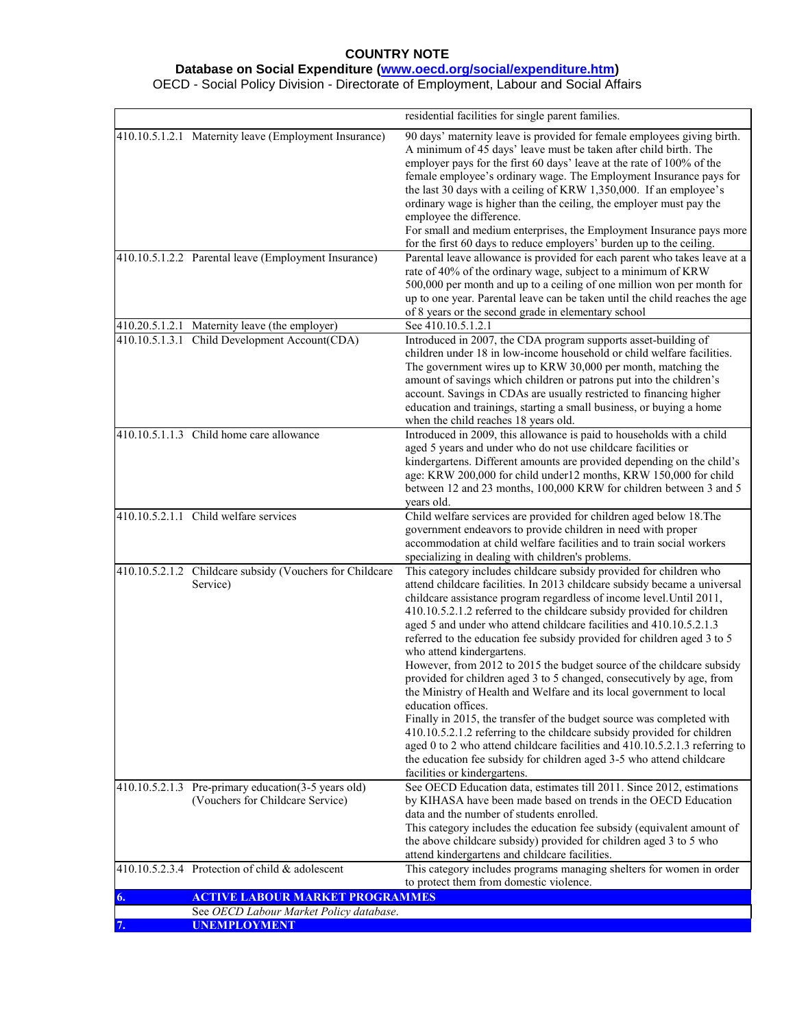| | | |
|---|---|---|
| | | residential facilities for single parent families. |
| 410.10.5.1.2.1 | Maternity leave (Employment Insurance) | 90 days' maternity leave is provided for female employees giving birth. A minimum of 45 days' leave must be taken after child birth. The employer pays for the first 60 days' leave at the rate of 100% of the female employee's ordinary wage. The Employment Insurance pays for the last 30 days with a ceiling of KRW 1,350,000. If an employee's ordinary wage is higher than the ceiling, the employer must pay the employee the difference.<br>For small and medium enterprises, the Employment Insurance pays more for the first 60 days to reduce employers' burden up to the ceiling. |
| 410.10.5.1.2.2 | Parental leave (Employment Insurance) | Parental leave allowance is provided for each parent who takes leave at a rate of 40% of the ordinary wage, subject to a minimum of KRW 500,000 per month and up to a ceiling of one million won per month for up to one year. Parental leave can be taken until the child reaches the age of 8 years or the second grade in elementary school |
| 410.20.5.1.2.1 | Maternity leave (the employer) | See 410.10.5.1.2.1 |
| 410.10.5.1.3.1 | Child Development Account(CDA) | Introduced in 2007, the CDA program supports asset-building of children under 18 in low-income household or child welfare facilities. The government wires up to KRW 30,000 per month, matching the amount of savings which children or patrons put into the children's account. Savings in CDAs are usually restricted to financing higher education and trainings, starting a small business, or buying a home when the child reaches 18 years old. |
| 410.10.5.1.1.3 | Child home care allowance | Introduced in 2009, this allowance is paid to households with a child aged 5 years and under who do not use childcare facilities or kindergartens. Different amounts are provided depending on the child's age: KRW 200,000 for child under12 months, KRW 150,000 for child between 12 and 23 months, 100,000 KRW for children between 3 and 5 years old. |
| 410.10.5.2.1.1 | Child welfare services | Child welfare services are provided for children aged below 18.The government endeavors to provide children in need with proper accommodation at child welfare facilities and to train social workers specializing in dealing with children's problems. |
| 410.10.5.2.1.2 | Childcare subsidy (Vouchers for Childcare Service) | This category includes childcare subsidy provided for children who attend childcare facilities. In 2013 childcare subsidy became a universal childcare assistance program regardless of income level.Until 2011, 410.10.5.2.1.2 referred to the childcare subsidy provided for children aged 5 and under who attend childcare facilities and 410.10.5.2.1.3 referred to the education fee subsidy provided for children aged 3 to 5 who attend kindergartens.<br>However, from 2012 to 2015 the budget source of the childcare subsidy provided for children aged 3 to 5 changed, consecutively by age, from the Ministry of Health and Welfare and its local government to local education offices.<br>Finally in 2015, the transfer of the budget source was completed with 410.10.5.2.1.2 referring to the childcare subsidy provided for children aged 0 to 2 who attend childcare facilities and 410.10.5.2.1.3 referring to the education fee subsidy for children aged 3-5 who attend childcare facilities or kindergartens. |
| 410.10.5.2.1.3 | Pre-primary education(3-5 years old) (Vouchers for Childcare Service) | See OECD Education data, estimates till 2011. Since 2012, estimations by KIHASA have been made based on trends in the OECD Education data and the number of students enrolled.<br>This category includes the education fee subsidy (equivalent amount of the above childcare subsidy) provided for children aged 3 to 5 who attend kindergartens and childcare facilities. |
| 410.10.5.2.3.4 | Protection of child & adolescent | This category includes programs managing shelters for women in order to protect them from domestic violence. |
| **6.** | **ACTIVE LABOUR MARKET PROGRAMMES** | |
| | See *OECD Labour Market Policy database*. | |
| **7.** | **UNEMPLOYMENT** | |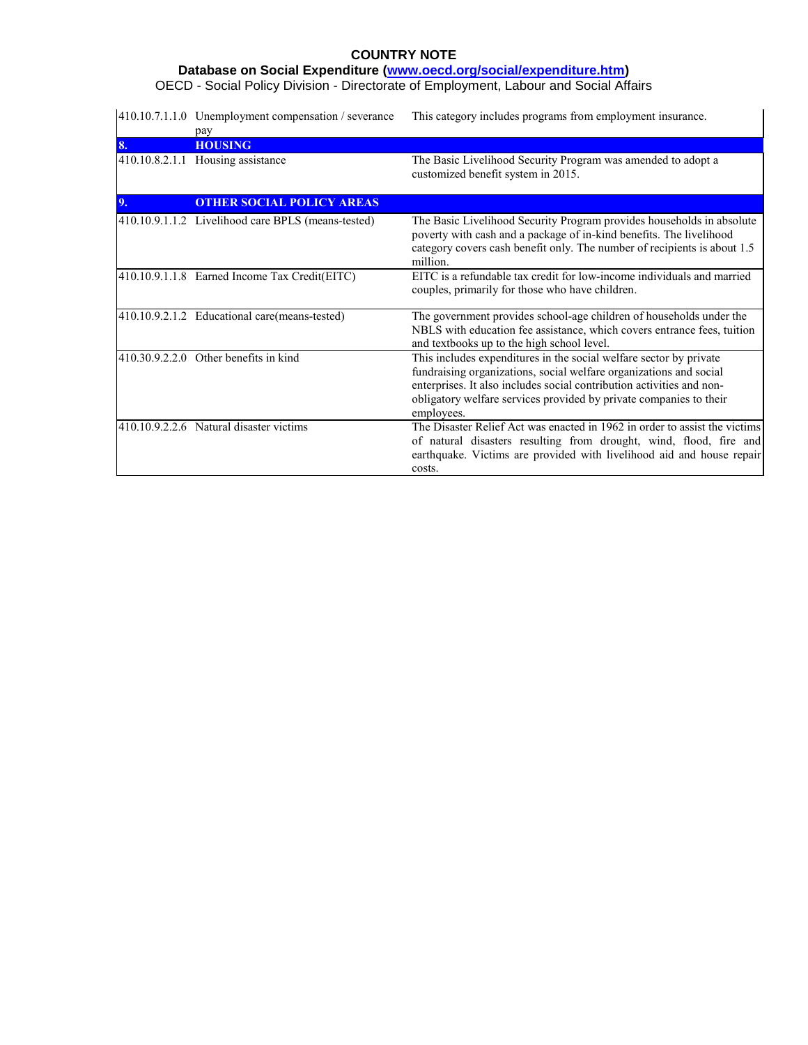| | | |
|---|---|---|
| 410.10.7.1.1.0 | Unemployment compensation / severance pay | This category includes programs from employment insurance. |
| **8.** | **HOUSING** | |
| 410.10.8.2.1.1 | Housing assistance | The Basic Livelihood Security Program was amended to adopt a customized benefit system in 2015. |
| **9.** | **OTHER SOCIAL POLICY AREAS** | |
| 410.10.9.1.1.2 | Livelihood care BPLS (means-tested) | The Basic Livelihood Security Program provides households in absolute poverty with cash and a package of in-kind benefits. The livelihood category covers cash benefit only. The number of recipients is about 1.5 million. |
| 410.10.9.1.1.8 | Earned Income Tax Credit(EITC) | EITC is a refundable tax credit for low-income individuals and married couples, primarily for those who have children. |
| 410.10.9.2.1.2 | Educational care(means-tested) | The government provides school-age children of households under the NBLS with education fee assistance, which covers entrance fees, tuition and textbooks up to the high school level. |
| 410.30.9.2.2.0 | Other benefits in kind | This includes expenditures in the social welfare sector by private fundraising organizations, social welfare organizations and social enterprises. It also includes social contribution activities and non-obligatory welfare services provided by private companies to their employees. |
| 410.10.9.2.2.6 | Natural disaster victims | The Disaster Relief Act was enacted in 1962 in order to assist the victims of natural disasters resulting from drought, wind, flood, fire and earthquake. Victims are provided with livelihood aid and house repair costs. |